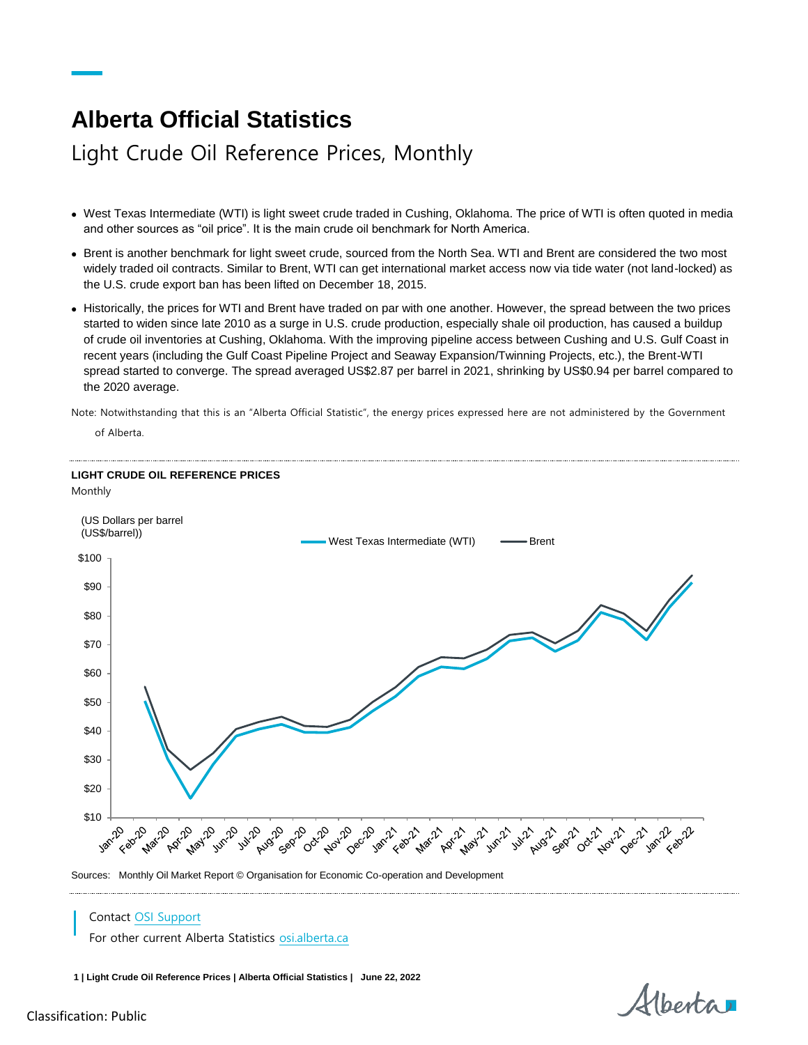# Alberta Official Statistics

## Light Crude Oil Reference Prices, Monthly

- West Texas Intermediate (WTI) is light sweet crude traded in Cushing, Oklahoma. The price of WTI is often quoted in media and other sources as "oil price". It is the main crude oil benchmark for North America.
- Brent is another benchmark for light sweet crude, sourced from the North Sea. WTI and Brent are considered the two most widely traded oil contracts. Similar to Brent, WTI can get international market access now via tide water (not land-locked) as the U.S. crude export ban has been lifted on December 18, 2015.
- Historically, the prices for WTI and Brent have traded on par with one another. However, the spread between the two prices started to widen since late 2010 as a surge in U.S. crude production, especially shale oil production, has caused a buildup of crude oil inventories at Cushing, Oklahoma. With the improving pipeline access between Cushing and U.S. Gulf Coast in recent years (including the Gulf Coast Pipeline Project and Seaway Expansion/Twinning Projects, etc.), the Brent-WTI spread started to converge. The spread averaged US$2.87 per barrel in 2021, shrinking by US$0.94 per barrel compared to the 2020 average.

Note: Notwithstanding that this is an "Alberta Official Statistic", the energy prices expressed here are not administered by the Government of Alberta.

**LIGHT CRUDE OIL REFERENCE PRICES**

Monthly

Sources: Monthly Oil Market Report © Organisation for Economic Co-operation and Development

Contact OSI Support

For other current Alberta Statistics osi.alberta.ca

Classification: Public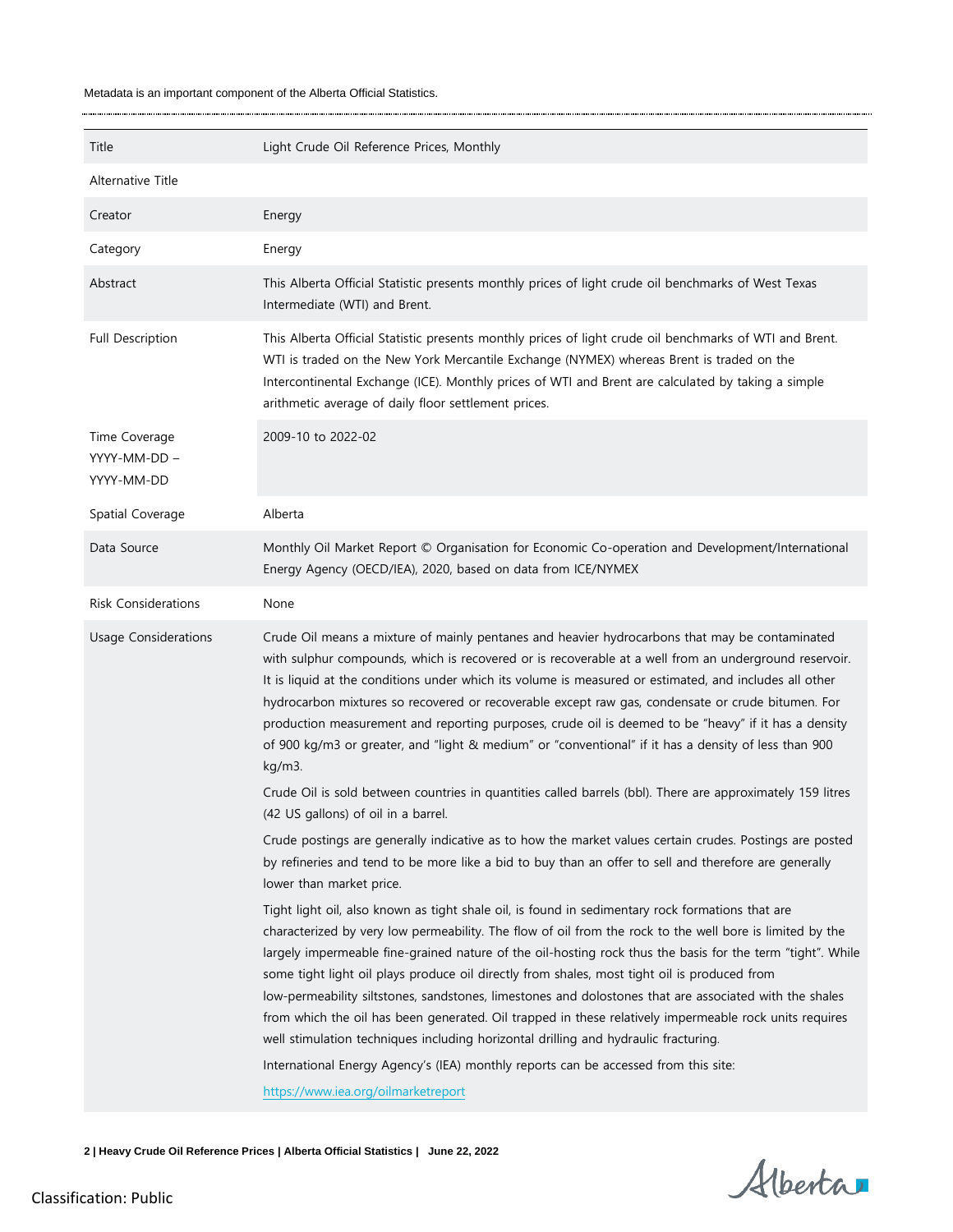Metadata is an important component of the Alberta Official Statistics.

| | |
|---|---|
| Title | Light Crude Oil Reference Prices, Monthly |
| Alternative Title | |
| Creator | Energy |
| Category | Energy |
| Abstract | This Alberta Official Statistic presents monthly prices of light crude oil benchmarks of West Texas Intermediate (WTI) and Brent. |
| Full Description | This Alberta Official Statistic presents monthly prices of light crude oil benchmarks of WTI and Brent. WTI is traded on the New York Mercantile Exchange (NYMEX) whereas Brent is traded on the Intercontinental Exchange (ICE). Monthly prices of WTI and Brent are calculated by taking a simple arithmetic average of daily floor settlement prices. |
| Time Coverage YYYY-MM-DD – YYYY-MM-DD | 2009-10 to 2022-02 |
| Spatial Coverage | Alberta |
| Data Source | Monthly Oil Market Report © Organisation for Economic Co-operation and Development/International Energy Agency (OECD/IEA), 2020, based on data from ICE/NYMEX |
| Risk Considerations | None |
| Usage Considerations | Crude Oil means a mixture of mainly pentanes and heavier hydrocarbons that may be contaminated with sulphur compounds, which is recovered or is recoverable at a well from an underground reservoir. It is liquid at the conditions under which its volume is measured or estimated, and includes all other hydrocarbon mixtures so recovered or recoverable except raw gas, condensate or crude bitumen. For production measurement and reporting purposes, crude oil is deemed to be "heavy" if it has a density of 900 kg/m3 or greater, and "light & medium" or "conventional" if it has a density of less than 900 kg/m3.<br><br>Crude Oil is sold between countries in quantities called barrels (bbl). There are approximately 159 litres (42 US gallons) of oil in a barrel.<br><br>Crude postings are generally indicative as to how the market values certain crudes. Postings are posted by refineries and tend to be more like a bid to buy than an offer to sell and therefore are generally lower than market price.<br><br>Tight light oil, also known as tight shale oil, is found in sedimentary rock formations that are characterized by very low permeability. The flow of oil from the rock to the well bore is limited by the largely impermeable fine-grained nature of the oil-hosting rock thus the basis for the term "tight". While some tight light oil plays produce oil directly from shales, most tight oil is produced from low-permeability siltstones, sandstones, limestones and dolostones that are associated with the shales from which the oil has been generated. Oil trapped in these relatively impermeable rock units requires well stimulation techniques including horizontal drilling and hydraulic fracturing.<br><br>International Energy Agency's (IEA) monthly reports can be accessed from this site:<br><br>https://www.iea.org/oilmarketreport |

Classification: Public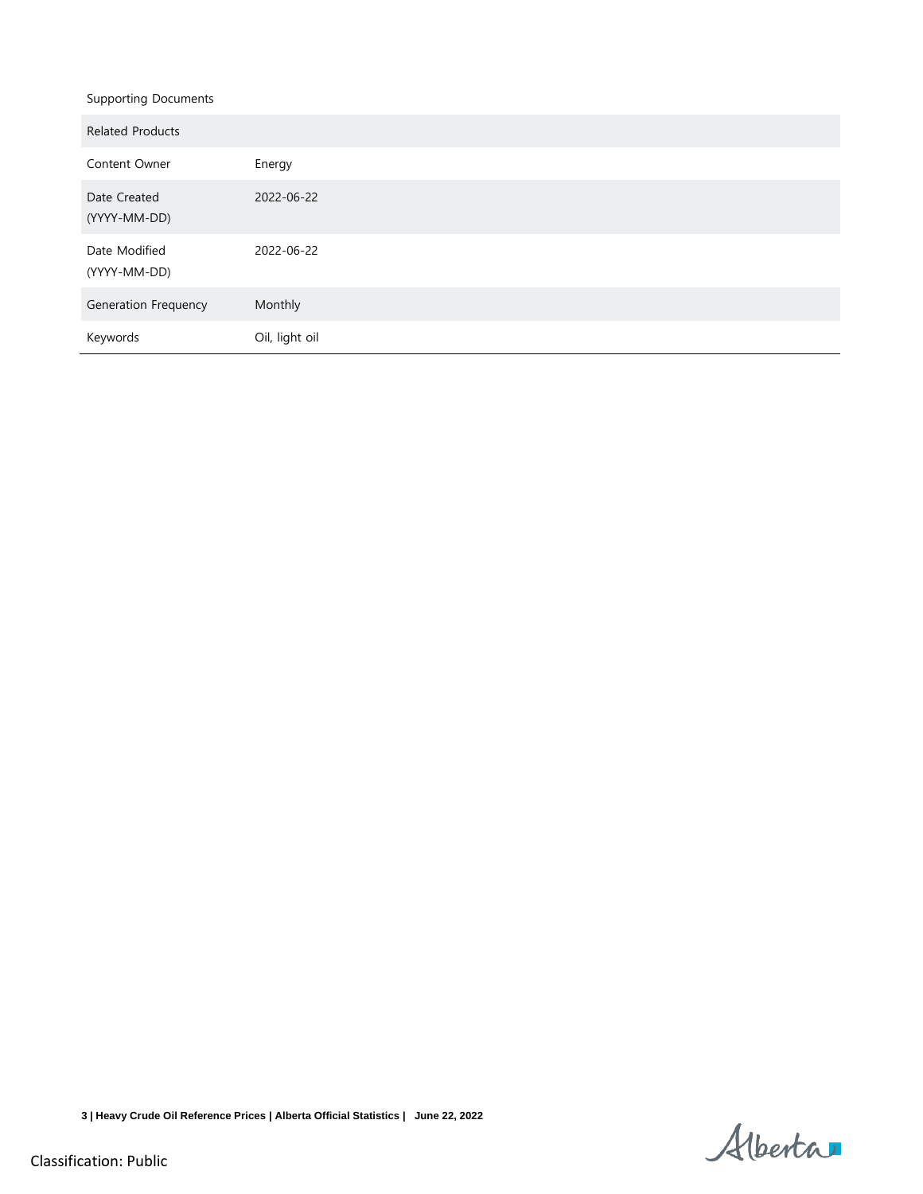Supporting Documents

| | |
|---|---|
| Related Products | |
| Content Owner | Energy |
| Date Created (YYYY-MM-DD) | 2022-06-22 |
| Date Modified (YYYY-MM-DD) | 2022-06-22 |
| Generation Frequency | Monthly |
| Keywords | Oil, light oil |

Classification: Public